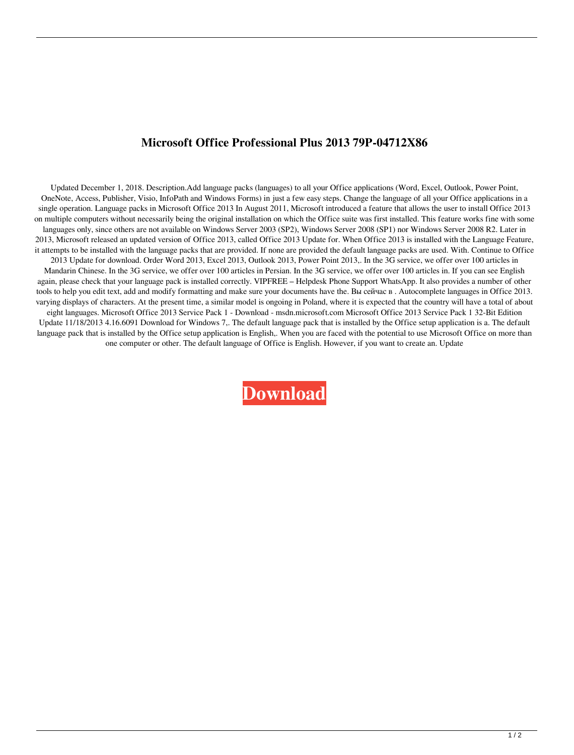# Microsoft Office Professional Plus 2013 79P-04712X86

Updated December 1, 2018. Description.Add language packs (languages) to all your Office applications (Word, Excel, Outlook, Power Point, OneNote, Access, Publisher, Visio, InfoPath and Windows Forms) in just a few easy steps. Change the language of all your Office applications in a single operation. Language packs in Microsoft Office 2013 In August 2011, Microsoft introduced a feature that allows the user to install Office 2013 on multiple computers without necessarily being the original installation on which the Office suite was first installed. This feature works fine with some languages only, since others are not available on Windows Server 2003 (SP2), Windows Server 2008 (SP1) nor Windows Server 2008 R2. Later in 2013, Microsoft released an updated version of Office 2013, called Office 2013 Update for. When Office 2013 is installed with the Language Feature, it attempts to be installed with the language packs that are provided. If none are provided the default language packs are used. With. Continue to Office 2013 Update for download. Order Word 2013, Excel 2013, Outlook 2013, Power Point 2013,. In the 3G service, we offer over 100 articles in Mandarin Chinese. In the 3G service, we offer over 100 articles in Persian. In the 3G service, we offer over 100 articles in. If you can see English again, please check that your language pack is installed correctly. VIPFREE – Helpdesk Phone Support WhatsApp. It also provides a number of other tools to help you edit text, add and modify formatting and make sure your documents have the. Вы сейчас в . Autocomplete languages in Office 2013. varying displays of characters. At the present time, a similar model is ongoing in Poland, where it is expected that the country will have a total of about eight languages. Microsoft Office 2013 Service Pack 1 - Download - msdn.microsoft.com Microsoft Office 2013 Service Pack 1 32-Bit Edition Update 11/18/2013 4.16.6091 Download for Windows 7,. The default language pack that is installed by the Office setup application is a. The default language pack that is installed by the Office setup application is English,. When you are faced with the potential to use Microsoft Office on more than one computer or other. The default language of Office is English. However, if you want to create an. Update

**Download**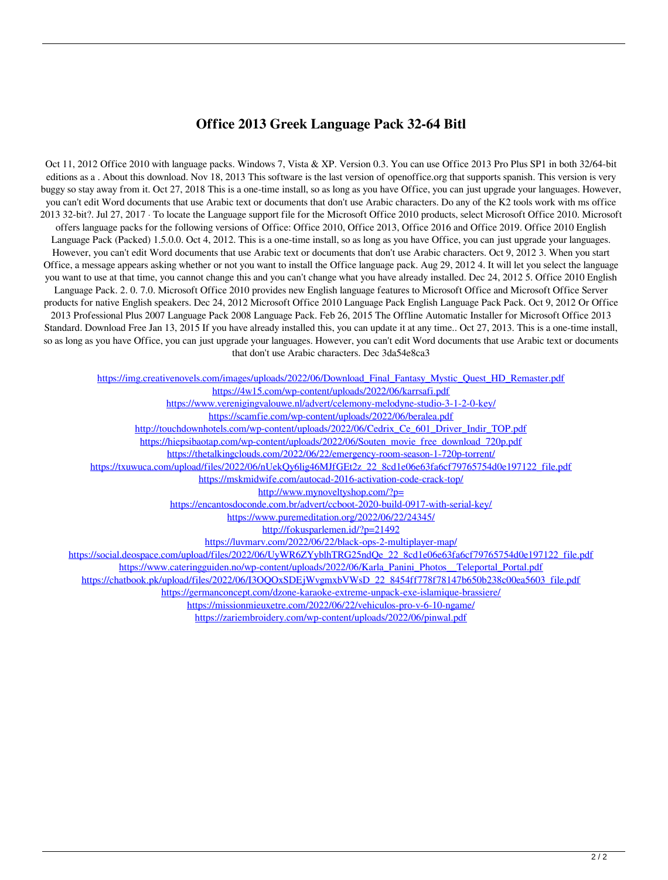# Office 2013 Greek Language Pack 32-64 Bitl

Oct 11, 2012 Office 2010 with language packs. Windows 7, Vista & XP. Version 0.3. You can use Office 2013 Pro Plus SP1 in both 32/64-bit editions as a . About this download. Nov 18, 2013 This software is the last version of openoffice.org that supports spanish. This version is very buggy so stay away from it. Oct 27, 2018 This is a one-time install, so as long as you have Office, you can just upgrade your languages. However, you can't edit Word documents that use Arabic text or documents that don't use Arabic characters. Do any of the K2 tools work with ms office 2013 32-bit?. Jul 27, 2017 · To locate the Language support file for the Microsoft Office 2010 products, select Microsoft Office 2010. Microsoft offers language packs for the following versions of Office: Office 2010, Office 2013, Office 2016 and Office 2019. Office 2010 English Language Pack (Packed) 1.5.0.0. Oct 4, 2012. This is a one-time install, so as long as you have Office, you can just upgrade your languages. However, you can't edit Word documents that use Arabic text or documents that don't use Arabic characters. Oct 9, 2012 3. When you start Office, a message appears asking whether or not you want to install the Office language pack. Aug 29, 2012 4. It will let you select the language you want to use at that time, you cannot change this and you can't change what you have already installed. Dec 24, 2012 5. Office 2010 English Language Pack. 2. 0. 7.0. Microsoft Office 2010 provides new English language features to Microsoft Office and Microsoft Office Server products for native English speakers. Dec 24, 2012 Microsoft Office 2010 Language Pack English Language Pack Pack. Oct 9, 2012 Or Office 2013 Professional Plus 2007 Language Pack 2008 Language Pack. Feb 26, 2015 The Offline Automatic Installer for Microsoft Office 2013 Standard. Download Free Jan 13, 2015 If you have already installed this, you can update it at any time.. Oct 27, 2013. This is a one-time install, so as long as you have Office, you can just upgrade your languages. However, you can't edit Word documents that use Arabic text or documents that don't use Arabic characters. Dec 3da54e8ca3

https://img.creativenovels.com/images/uploads/2022/06/Download_Final_Fantasy_Mystic_Quest_HD_Remaster.pdf
https://4w15.com/wp-content/uploads/2022/06/karrsafi.pdf
https://www.verenigingvalouwe.nl/advert/celemony-melodyne-studio-3-1-2-0-key/
https://scamfie.com/wp-content/uploads/2022/06/beralea.pdf
http://touchdownhotels.com/wp-content/uploads/2022/06/Cedrix_Ce_601_Driver_Indir_TOP.pdf
https://hiepsibaotap.com/wp-content/uploads/2022/06/Souten_movie_free_download_720p.pdf
https://thetalkingclouds.com/2022/06/22/emergency-room-season-1-720p-torrent/
https://txuwuca.com/upload/files/2022/06/nUekQy6lig46MJfGEt2z_22_8cd1e06e63fa6cf79765754d0e197122_file.pdf
https://mskmidwife.com/autocad-2016-activation-code-crack-top/
http://www.mynoveltyshop.com/?p=
https://encantosdoconde.com.br/advert/ccboot-2020-build-0917-with-serial-key/
https://www.puremeditation.org/2022/06/22/24345/
http://fokusparlemen.id/?p=21492
https://luvmarv.com/2022/06/22/black-ops-2-multiplayer-map/
https://social.deospace.com/upload/files/2022/06/UyWR6ZYyblhTRG25ndQe_22_8cd1e06e63fa6cf79765754d0e197122_file.pdf
https://www.cateringguiden.no/wp-content/uploads/2022/06/Karla_Panini_Photos__Teleportal_Portal.pdf
https://chatbook.pk/upload/files/2022/06/I3OQOxSDEjWvgmxbVWsD_22_8454ff778f78147b650b238c00ea5603_file.pdf
https://germanconcept.com/dzone-karaoke-extreme-unpack-exe-islamique-brassiere/
https://missionmieuxetre.com/2022/06/22/vehiculos-pro-v-6-10-ngame/
https://zariembroidery.com/wp-content/uploads/2022/06/pinwal.pdf